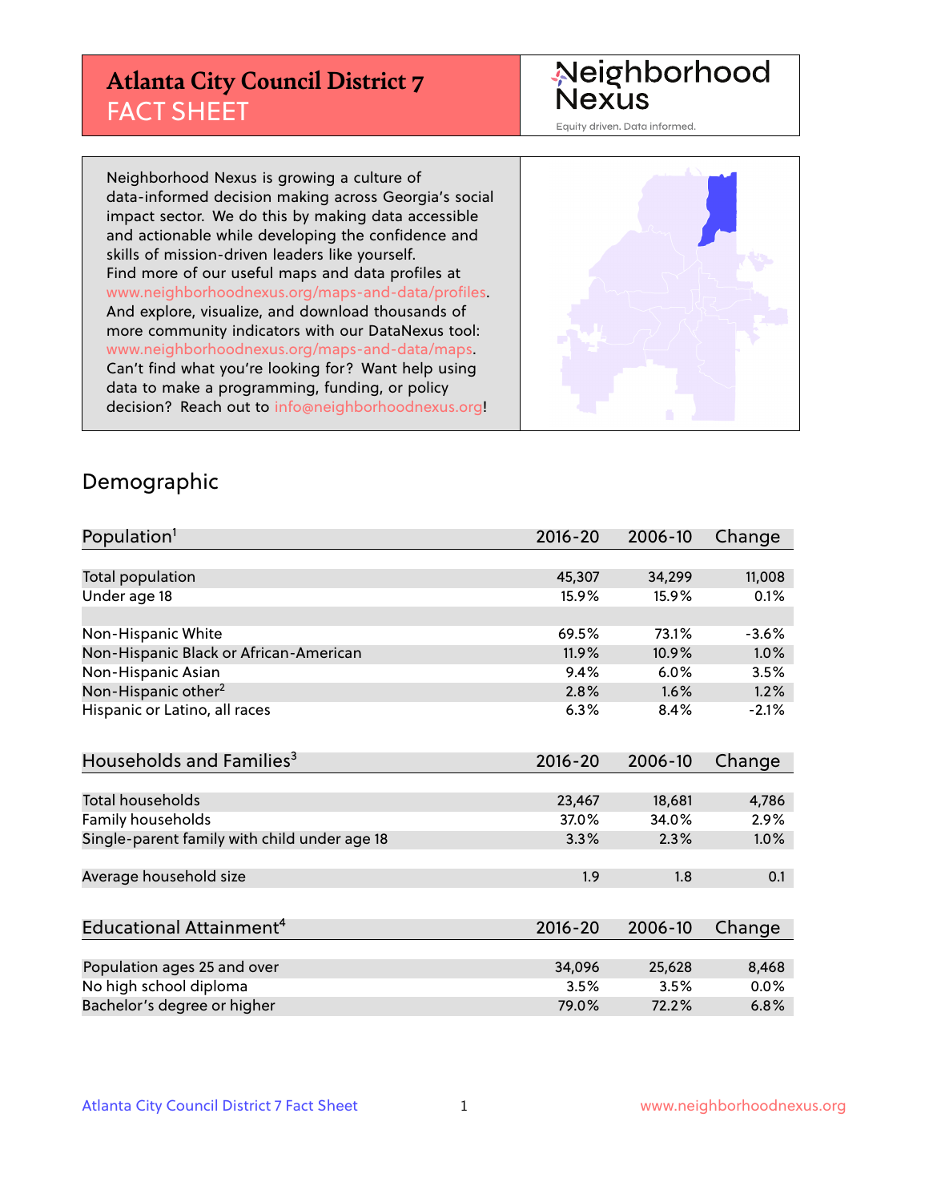# Atlanta City Council District 7
## FACT SHEET

Neighborhood Nexus
Equity driven. Data informed.

Neighborhood Nexus is growing a culture of data-informed decision making across Georgia's social impact sector. We do this by making data accessible and actionable while developing the confidence and skills of mission-driven leaders like yourself. Find more of our useful maps and data profiles at www.neighborhoodnexus.org/maps-and-data/profiles. And explore, visualize, and download thousands of more community indicators with our DataNexus tool: www.neighborhoodnexus.org/maps-and-data/maps. Can't find what you're looking for? Want help using data to make a programming, funding, or policy decision? Reach out to info@neighborhoodnexus.org!

## Demographic

| Population[1] | 2016-20 | 2006-10 | Change |
|---|---|---|---|
| Total population | 45,307 | 34,299 | 11,008 |
| Under age 18 | 15.9% | 15.9% | 0.1% |
| | | | |
| Non-Hispanic White | 69.5% | 73.1% | -3.6% |
| Non-Hispanic Black or African-American | 11.9% | 10.9% | 1.0% |
| Non-Hispanic Asian | 9.4% | 6.0% | 3.5% |
| Non-Hispanic other[2] | 2.8% | 1.6% | 1.2% |
| Hispanic or Latino, all races | 6.3% | 8.4% | -2.1% |

| Households and Families[3] | 2016-20 | 2006-10 | Change |
|---|---|---|---|
| Total households | 23,467 | 18,681 | 4,786 |
| Family households | 37.0% | 34.0% | 2.9% |
| Single-parent family with child under age 18 | 3.3% | 2.3% | 1.0% |
| Average household size | 1.9 | 1.8 | 0.1 |

| Educational Attainment[4] | 2016-20 | 2006-10 | Change |
|---|---|---|---|
| Population ages 25 and over | 34,096 | 25,628 | 8,468 |
| No high school diploma | 3.5% | 3.5% | 0.0% |
| Bachelor's degree or higher | 79.0% | 72.2% | 6.8% |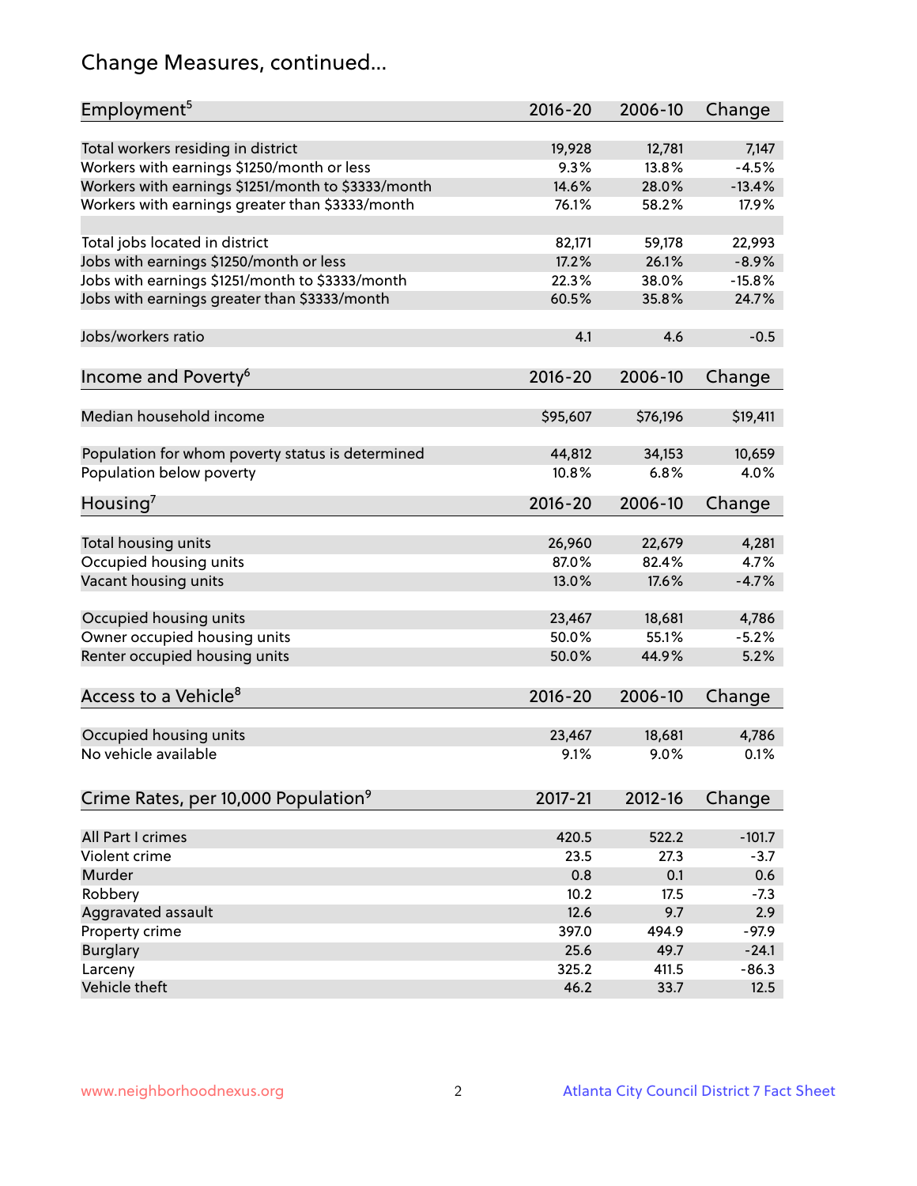# Change Measures, continued...

| Employment[5] | 2016-20 | 2006-10 | Change |
|---|---|---|---|
| Total workers residing in district | 19,928 | 12,781 | 7,147 |
| Workers with earnings $1250/month or less | 9.3% | 13.8% | -4.5% |
| Workers with earnings $1251/month to $3333/month | 14.6% | 28.0% | -13.4% |
| Workers with earnings greater than $3333/month | 76.1% | 58.2% | 17.9% |
| | | | |
| Total jobs located in district | 82,171 | 59,178 | 22,993 |
| Jobs with earnings $1250/month or less | 17.2% | 26.1% | -8.9% |
| Jobs with earnings $1251/month to $3333/month | 22.3% | 38.0% | -15.8% |
| Jobs with earnings greater than $3333/month | 60.5% | 35.8% | 24.7% |
| | | | |
| Jobs/workers ratio | 4.1 | 4.6 | -0.5 |

| Income and Poverty[6] | 2016-20 | 2006-10 | Change |
|---|---|---|---|
| Median household income | $95,607 | $76,196 | $19,411 |
| | | | |
| Population for whom poverty status is determined | 44,812 | 34,153 | 10,659 |
| Population below poverty | 10.8% | 6.8% | 4.0% |

| Housing[7] | 2016-20 | 2006-10 | Change |
|---|---|---|---|
| Total housing units | 26,960 | 22,679 | 4,281 |
| Occupied housing units | 87.0% | 82.4% | 4.7% |
| Vacant housing units | 13.0% | 17.6% | -4.7% |
| | | | |
| Occupied housing units | 23,467 | 18,681 | 4,786 |
| Owner occupied housing units | 50.0% | 55.1% | -5.2% |
| Renter occupied housing units | 50.0% | 44.9% | 5.2% |

| Access to a Vehicle[8] | 2016-20 | 2006-10 | Change |
|---|---|---|---|
| Occupied housing units | 23,467 | 18,681 | 4,786 |
| No vehicle available | 9.1% | 9.0% | 0.1% |

| Crime Rates, per 10,000 Population[9] | 2017-21 | 2012-16 | Change |
|---|---|---|---|
| All Part I crimes | 420.5 | 522.2 | -101.7 |
| Violent crime | 23.5 | 27.3 | -3.7 |
| Murder | 0.8 | 0.1 | 0.6 |
| Robbery | 10.2 | 17.5 | -7.3 |
| Aggravated assault | 12.6 | 9.7 | 2.9 |
| Property crime | 397.0 | 494.9 | -97.9 |
| Burglary | 25.6 | 49.7 | -24.1 |
| Larceny | 325.2 | 411.5 | -86.3 |
| Vehicle theft | 46.2 | 33.7 | 12.5 |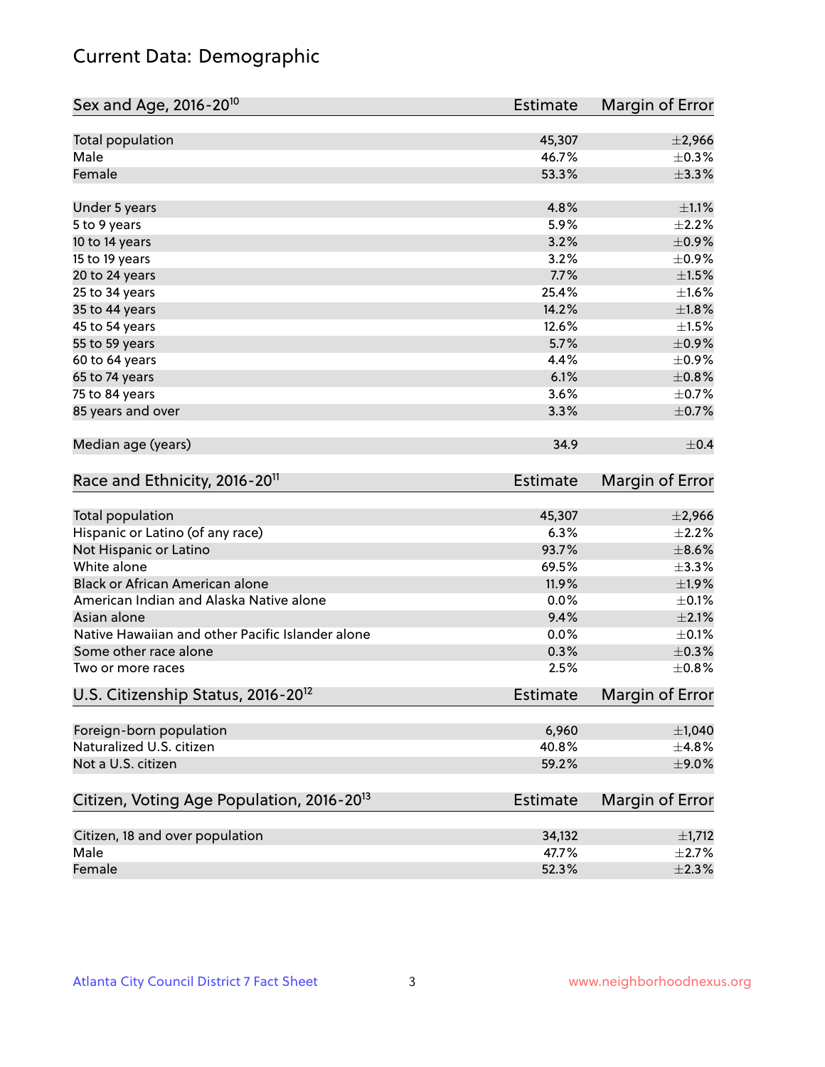# Current Data: Demographic

| Sex and Age, 2016-20[10] | Estimate | Margin of Error |
|---|---|---|
| Total population | 45,307 | ±2,966 |
| Male | 46.7% | ±0.3% |
| Female | 53.3% | ±3.3% |
| Under 5 years | 4.8% | ±1.1% |
| 5 to 9 years | 5.9% | ±2.2% |
| 10 to 14 years | 3.2% | ±0.9% |
| 15 to 19 years | 3.2% | ±0.9% |
| 20 to 24 years | 7.7% | ±1.5% |
| 25 to 34 years | 25.4% | ±1.6% |
| 35 to 44 years | 14.2% | ±1.8% |
| 45 to 54 years | 12.6% | ±1.5% |
| 55 to 59 years | 5.7% | ±0.9% |
| 60 to 64 years | 4.4% | ±0.9% |
| 65 to 74 years | 6.1% | ±0.8% |
| 75 to 84 years | 3.6% | ±0.7% |
| 85 years and over | 3.3% | ±0.7% |
| Median age (years) | 34.9 | ±0.4 |

| Race and Ethnicity, 2016-20[11] | Estimate | Margin of Error |
|---|---|---|
| Total population | 45,307 | ±2,966 |
| Hispanic or Latino (of any race) | 6.3% | ±2.2% |
| Not Hispanic or Latino | 93.7% | ±8.6% |
| White alone | 69.5% | ±3.3% |
| Black or African American alone | 11.9% | ±1.9% |
| American Indian and Alaska Native alone | 0.0% | ±0.1% |
| Asian alone | 9.4% | ±2.1% |
| Native Hawaiian and other Pacific Islander alone | 0.0% | ±0.1% |
| Some other race alone | 0.3% | ±0.3% |
| Two or more races | 2.5% | ±0.8% |

| U.S. Citizenship Status, 2016-20[12] | Estimate | Margin of Error |
|---|---|---|
| Foreign-born population | 6,960 | ±1,040 |
| Naturalized U.S. citizen | 40.8% | ±4.8% |
| Not a U.S. citizen | 59.2% | ±9.0% |

| Citizen, Voting Age Population, 2016-20[13] | Estimate | Margin of Error |
|---|---|---|
| Citizen, 18 and over population | 34,132 | ±1,712 |
| Male | 47.7% | ±2.7% |
| Female | 52.3% | ±2.3% |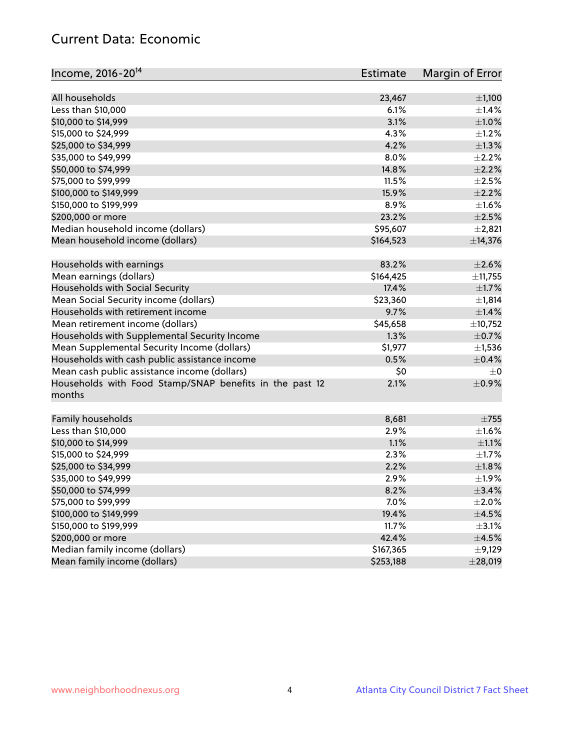## Current Data: Economic

| Income, 2016-20[14] | Estimate | Margin of Error |
|---|---|---|
| All households | 23,467 | ±1,100 |
| Less than $10,000 | 6.1% | ±1.4% |
| $10,000 to $14,999 | 3.1% | ±1.0% |
| $15,000 to $24,999 | 4.3% | ±1.2% |
| $25,000 to $34,999 | 4.2% | ±1.3% |
| $35,000 to $49,999 | 8.0% | ±2.2% |
| $50,000 to $74,999 | 14.8% | ±2.2% |
| $75,000 to $99,999 | 11.5% | ±2.5% |
| $100,000 to $149,999 | 15.9% | ±2.2% |
| $150,000 to $199,999 | 8.9% | ±1.6% |
| $200,000 or more | 23.2% | ±2.5% |
| Median household income (dollars) | $95,607 | ±2,821 |
| Mean household income (dollars) | $164,523 | ±14,376 |
| | | |
| Households with earnings | 83.2% | ±2.6% |
| Mean earnings (dollars) | $164,425 | ±11,755 |
| Households with Social Security | 17.4% | ±1.7% |
| Mean Social Security income (dollars) | $23,360 | ±1,814 |
| Households with retirement income | 9.7% | ±1.4% |
| Mean retirement income (dollars) | $45,658 | ±10,752 |
| Households with Supplemental Security Income | 1.3% | ±0.7% |
| Mean Supplemental Security Income (dollars) | $1,977 | ±1,536 |
| Households with cash public assistance income | 0.5% | ±0.4% |
| Mean cash public assistance income (dollars) | $0 | ±0 |
| Households with Food Stamp/SNAP benefits in the past 12 months | 2.1% | ±0.9% |
| | | |
| Family households | 8,681 | ±755 |
| Less than $10,000 | 2.9% | ±1.6% |
| $10,000 to $14,999 | 1.1% | ±1.1% |
| $15,000 to $24,999 | 2.3% | ±1.7% |
| $25,000 to $34,999 | 2.2% | ±1.8% |
| $35,000 to $49,999 | 2.9% | ±1.9% |
| $50,000 to $74,999 | 8.2% | ±3.4% |
| $75,000 to $99,999 | 7.0% | ±2.0% |
| $100,000 to $149,999 | 19.4% | ±4.5% |
| $150,000 to $199,999 | 11.7% | ±3.1% |
| $200,000 or more | 42.4% | ±4.5% |
| Median family income (dollars) | $167,365 | ±9,129 |
| Mean family income (dollars) | $253,188 | ±28,019 |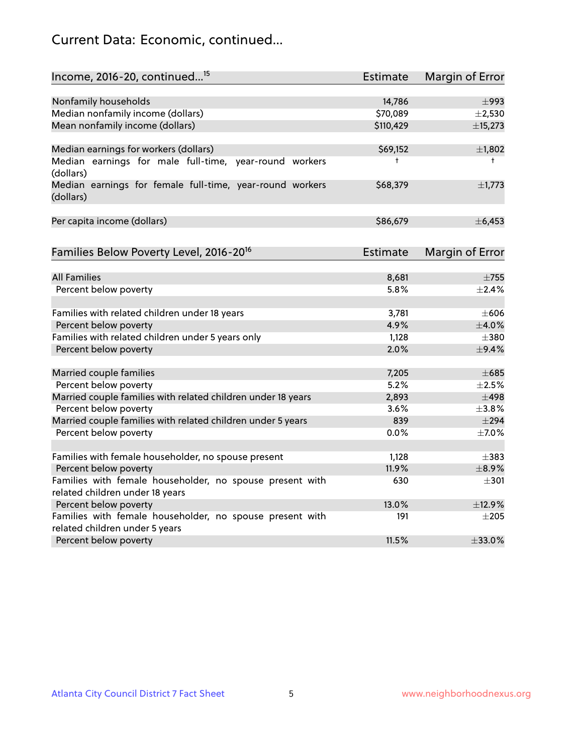## Current Data: Economic, continued...

| Income, 2016-20, continued...[15] | Estimate | Margin of Error |
|---|---|---|
| Nonfamily households | 14,786 | ±993 |
| Median nonfamily income (dollars) | $70,089 | ±2,530 |
| Mean nonfamily income (dollars) | $110,429 | ±15,273 |
| | | |
| Median earnings for workers (dollars) | $69,152 | ±1,802 |
| Median earnings for male full-time, year-round workers (dollars) | † | † |
| Median earnings for female full-time, year-round workers (dollars) | $68,379 | ±1,773 |
| | | |
| Per capita income (dollars) | $86,679 | ±6,453 |

| Families Below Poverty Level, 2016-20[16] | Estimate | Margin of Error |
|---|---|---|
| All Families | 8,681 | ±755 |
| Percent below poverty | 5.8% | ±2.4% |
| | | |
| Families with related children under 18 years | 3,781 | ±606 |
| Percent below poverty | 4.9% | ±4.0% |
| Families with related children under 5 years only | 1,128 | ±380 |
| Percent below poverty | 2.0% | ±9.4% |
| | | |
| Married couple families | 7,205 | ±685 |
| Percent below poverty | 5.2% | ±2.5% |
| Married couple families with related children under 18 years | 2,893 | ±498 |
| Percent below poverty | 3.6% | ±3.8% |
| Married couple families with related children under 5 years | 839 | ±294 |
| Percent below poverty | 0.0% | ±7.0% |
| | | |
| Families with female householder, no spouse present | 1,128 | ±383 |
| Percent below poverty | 11.9% | ±8.9% |
| Families with female householder, no spouse present with related children under 18 years | 630 | ±301 |
| Percent below poverty | 13.0% | ±12.9% |
| Families with female householder, no spouse present with related children under 5 years | 191 | ±205 |
| Percent below poverty | 11.5% | ±33.0% |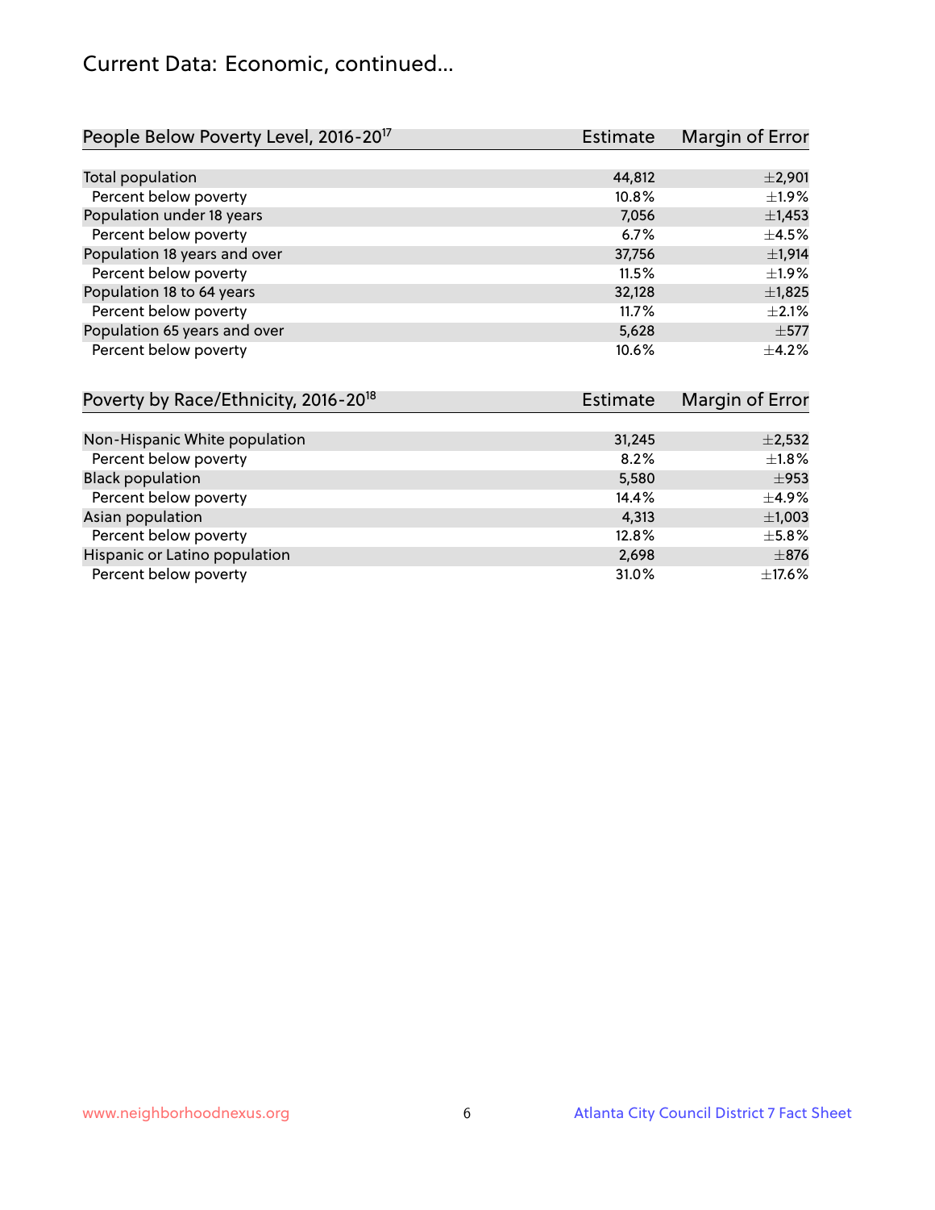# Current Data: Economic, continued...

| People Below Poverty Level, 2016-20[17] | Estimate | Margin of Error |
|---|---|---|
| Total population | 44,812 | ±2,901 |
| Percent below poverty | 10.8% | ±1.9% |
| Population under 18 years | 7,056 | ±1,453 |
| Percent below poverty | 6.7% | ±4.5% |
| Population 18 years and over | 37,756 | ±1,914 |
| Percent below poverty | 11.5% | ±1.9% |
| Population 18 to 64 years | 32,128 | ±1,825 |
| Percent below poverty | 11.7% | ±2.1% |
| Population 65 years and over | 5,628 | ±577 |
| Percent below poverty | 10.6% | ±4.2% |

| Poverty by Race/Ethnicity, 2016-20[18] | Estimate | Margin of Error |
|---|---|---|
| Non-Hispanic White population | 31,245 | ±2,532 |
| Percent below poverty | 8.2% | ±1.8% |
| Black population | 5,580 | ±953 |
| Percent below poverty | 14.4% | ±4.9% |
| Asian population | 4,313 | ±1,003 |
| Percent below poverty | 12.8% | ±5.8% |
| Hispanic or Latino population | 2,698 | ±876 |
| Percent below poverty | 31.0% | ±17.6% |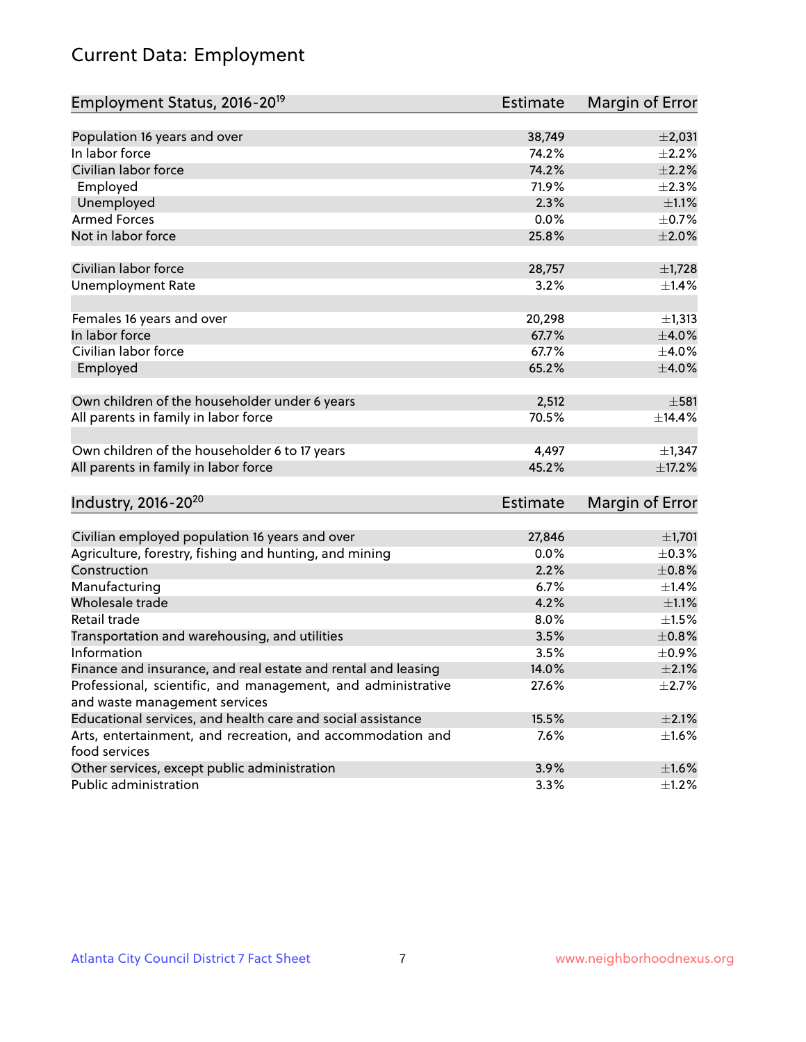# Current Data: Employment

| Employment Status, 2016-20[19] | Estimate | Margin of Error |
|---|---|---|
| Population 16 years and over | 38,749 | ±2,031 |
| In labor force | 74.2% | ±2.2% |
| Civilian labor force | 74.2% | ±2.2% |
| Employed | 71.9% | ±2.3% |
| Unemployed | 2.3% | ±1.1% |
| Armed Forces | 0.0% | ±0.7% |
| Not in labor force | 25.8% | ±2.0% |
| | | |
| Civilian labor force | 28,757 | ±1,728 |
| Unemployment Rate | 3.2% | ±1.4% |
| | | |
| Females 16 years and over | 20,298 | ±1,313 |
| In labor force | 67.7% | ±4.0% |
| Civilian labor force | 67.7% | ±4.0% |
| Employed | 65.2% | ±4.0% |
| | | |
| Own children of the householder under 6 years | 2,512 | ±581 |
| All parents in family in labor force | 70.5% | ±14.4% |
| | | |
| Own children of the householder 6 to 17 years | 4,497 | ±1,347 |
| All parents in family in labor force | 45.2% | ±17.2% |

| Industry, 2016-20[20] | Estimate | Margin of Error |
|---|---|---|
| Civilian employed population 16 years and over | 27,846 | ±1,701 |
| Agriculture, forestry, fishing and hunting, and mining | 0.0% | ±0.3% |
| Construction | 2.2% | ±0.8% |
| Manufacturing | 6.7% | ±1.4% |
| Wholesale trade | 4.2% | ±1.1% |
| Retail trade | 8.0% | ±1.5% |
| Transportation and warehousing, and utilities | 3.5% | ±0.8% |
| Information | 3.5% | ±0.9% |
| Finance and insurance, and real estate and rental and leasing | 14.0% | ±2.1% |
| Professional, scientific, and management, and administrative and waste management services | 27.6% | ±2.7% |
| Educational services, and health care and social assistance | 15.5% | ±2.1% |
| Arts, entertainment, and recreation, and accommodation and food services | 7.6% | ±1.6% |
| Other services, except public administration | 3.9% | ±1.6% |
| Public administration | 3.3% | ±1.2% |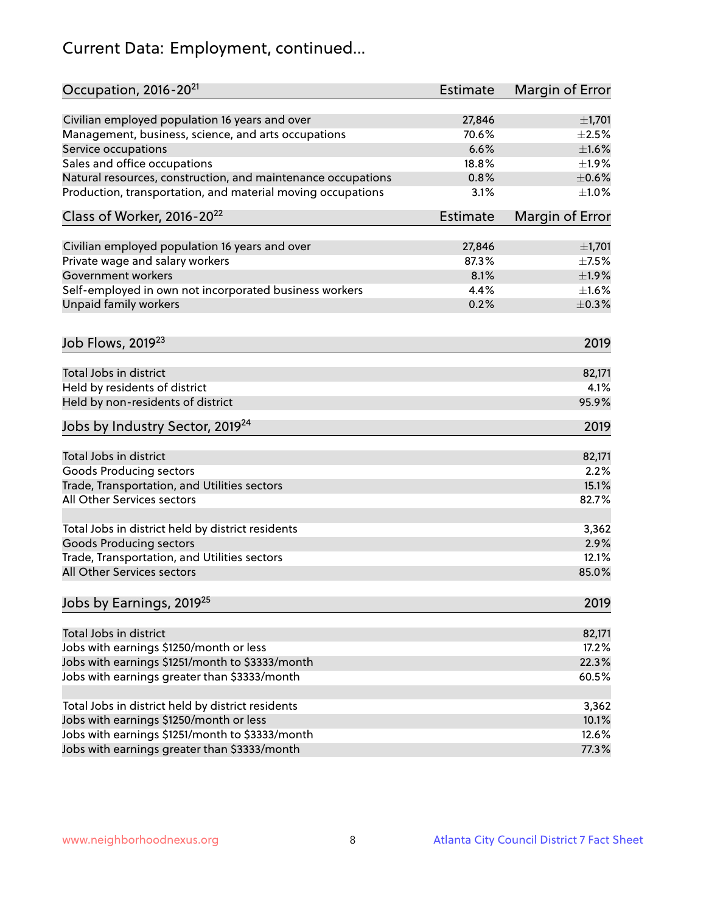# Current Data: Employment, continued...

| Occupation, 2016-20[21] | Estimate | Margin of Error |
|---|---|---|
| Civilian employed population 16 years and over | 27,846 | ±1,701 |
| Management, business, science, and arts occupations | 70.6% | ±2.5% |
| Service occupations | 6.6% | ±1.6% |
| Sales and office occupations | 18.8% | ±1.9% |
| Natural resources, construction, and maintenance occupations | 0.8% | ±0.6% |
| Production, transportation, and material moving occupations | 3.1% | ±1.0% |

| Class of Worker, 2016-20[22] | Estimate | Margin of Error |
|---|---|---|
| Civilian employed population 16 years and over | 27,846 | ±1,701 |
| Private wage and salary workers | 87.3% | ±7.5% |
| Government workers | 8.1% | ±1.9% |
| Self-employed in own not incorporated business workers | 4.4% | ±1.6% |
| Unpaid family workers | 0.2% | ±0.3% |

| Job Flows, 2019[23] | 2019 |
|---|---|
| Total Jobs in district | 82,171 |
| Held by residents of district | 4.1% |
| Held by non-residents of district | 95.9% |

| Jobs by Industry Sector, 2019[24] | 2019 |
|---|---|
| Total Jobs in district | 82,171 |
| Goods Producing sectors | 2.2% |
| Trade, Transportation, and Utilities sectors | 15.1% |
| All Other Services sectors | 82.7% |
| | |
| Total Jobs in district held by district residents | 3,362 |
| Goods Producing sectors | 2.9% |
| Trade, Transportation, and Utilities sectors | 12.1% |
| All Other Services sectors | 85.0% |

| Jobs by Earnings, 2019[25] | 2019 |
|---|---|
| Total Jobs in district | 82,171 |
| Jobs with earnings $1250/month or less | 17.2% |
| Jobs with earnings $1251/month to $3333/month | 22.3% |
| Jobs with earnings greater than $3333/month | 60.5% |
| | |
| Total Jobs in district held by district residents | 3,362 |
| Jobs with earnings $1250/month or less | 10.1% |
| Jobs with earnings $1251/month to $3333/month | 12.6% |
| Jobs with earnings greater than $3333/month | 77.3% |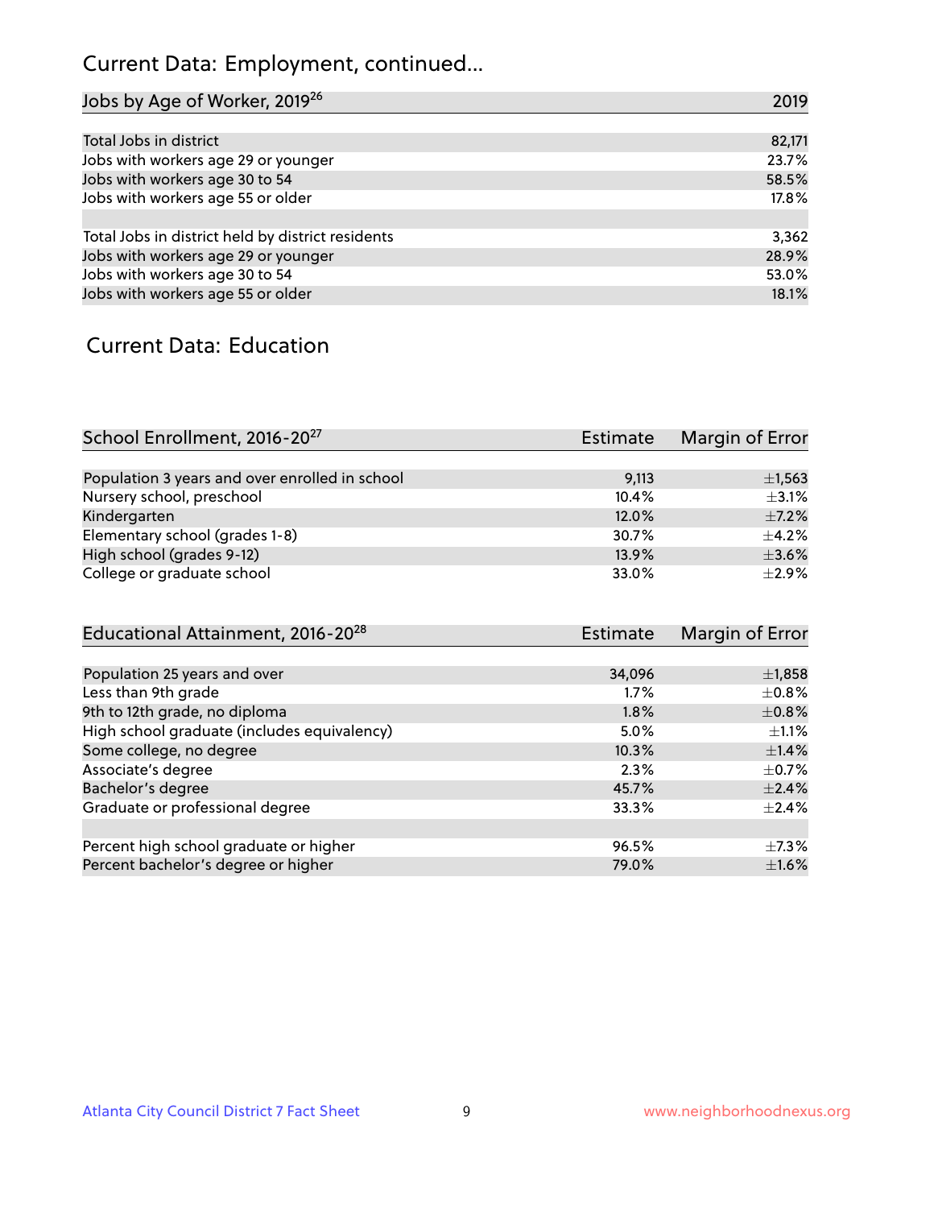## Current Data: Employment, continued...

| Jobs by Age of Worker, 2019[26] | 2019 |
|---|---|
| Total Jobs in district | 82,171 |
| Jobs with workers age 29 or younger | 23.7% |
| Jobs with workers age 30 to 54 | 58.5% |
| Jobs with workers age 55 or older | 17.8% |
| | |
| Total Jobs in district held by district residents | 3,362 |
| Jobs with workers age 29 or younger | 28.9% |
| Jobs with workers age 30 to 54 | 53.0% |
| Jobs with workers age 55 or older | 18.1% |

## Current Data: Education

| School Enrollment, 2016-20[27] | Estimate | Margin of Error |
|---|---|---|
| Population 3 years and over enrolled in school | 9,113 | ±1,563 |
| Nursery school, preschool | 10.4% | ±3.1% |
| Kindergarten | 12.0% | ±7.2% |
| Elementary school (grades 1-8) | 30.7% | ±4.2% |
| High school (grades 9-12) | 13.9% | ±3.6% |
| College or graduate school | 33.0% | ±2.9% |

| Educational Attainment, 2016-20[28] | Estimate | Margin of Error |
|---|---|---|
| Population 25 years and over | 34,096 | ±1,858 |
| Less than 9th grade | 1.7% | ±0.8% |
| 9th to 12th grade, no diploma | 1.8% | ±0.8% |
| High school graduate (includes equivalency) | 5.0% | ±1.1% |
| Some college, no degree | 10.3% | ±1.4% |
| Associate's degree | 2.3% | ±0.7% |
| Bachelor's degree | 45.7% | ±2.4% |
| Graduate or professional degree | 33.3% | ±2.4% |
| | | |
| Percent high school graduate or higher | 96.5% | ±7.3% |
| Percent bachelor's degree or higher | 79.0% | ±1.6% |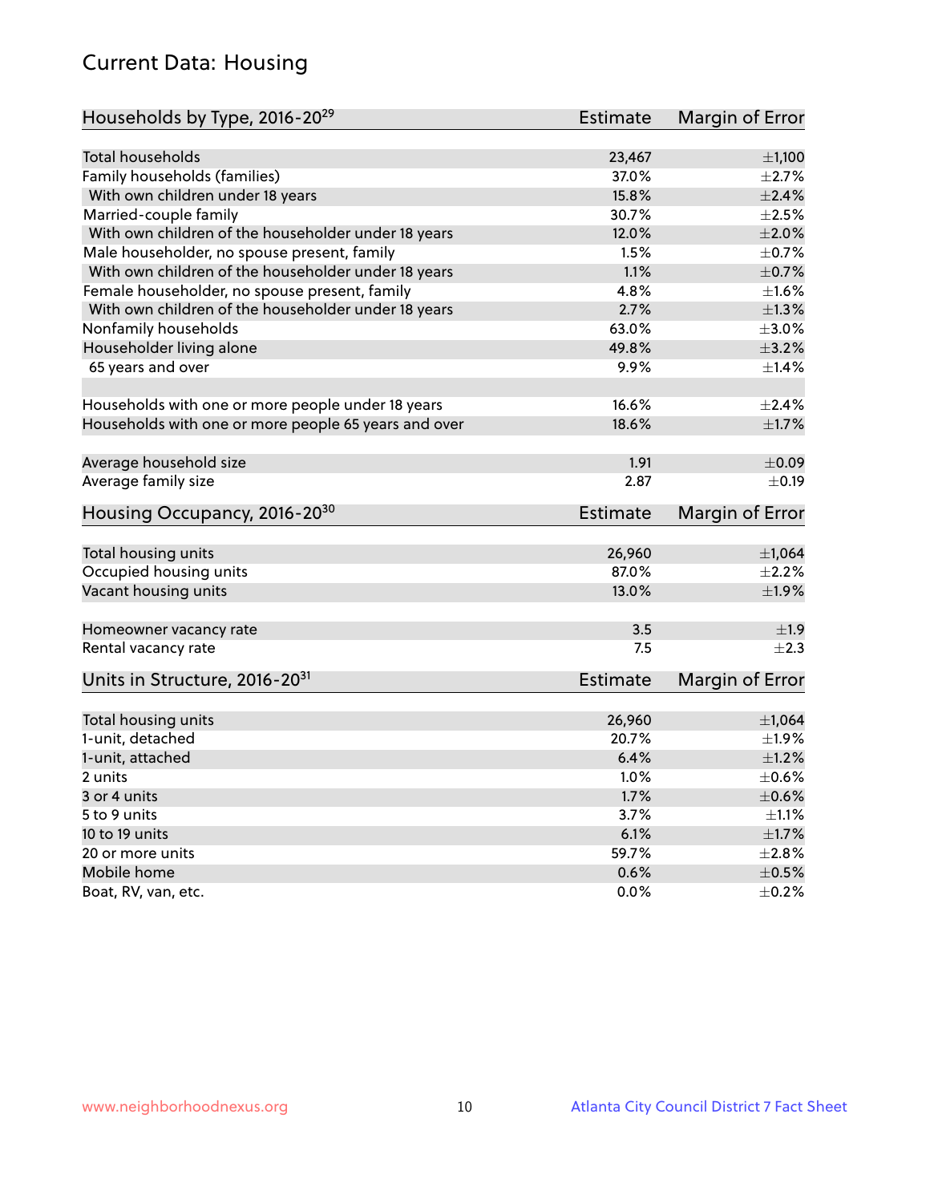## Current Data: Housing

| Households by Type, 2016-20[29] | Estimate | Margin of Error |
|---|---|---|
| Total households | 23,467 | ±1,100 |
| Family households (families) | 37.0% | ±2.7% |
| With own children under 18 years | 15.8% | ±2.4% |
| Married-couple family | 30.7% | ±2.5% |
| With own children of the householder under 18 years | 12.0% | ±2.0% |
| Male householder, no spouse present, family | 1.5% | ±0.7% |
| With own children of the householder under 18 years | 1.1% | ±0.7% |
| Female householder, no spouse present, family | 4.8% | ±1.6% |
| With own children of the householder under 18 years | 2.7% | ±1.3% |
| Nonfamily households | 63.0% | ±3.0% |
| Householder living alone | 49.8% | ±3.2% |
| 65 years and over | 9.9% | ±1.4% |
| | | |
| Households with one or more people under 18 years | 16.6% | ±2.4% |
| Households with one or more people 65 years and over | 18.6% | ±1.7% |
| | | |
| Average household size | 1.91 | ±0.09 |
| Average family size | 2.87 | ±0.19 |

| Housing Occupancy, 2016-20[30] | Estimate | Margin of Error |
|---|---|---|
| Total housing units | 26,960 | ±1,064 |
| Occupied housing units | 87.0% | ±2.2% |
| Vacant housing units | 13.0% | ±1.9% |
| | | |
| Homeowner vacancy rate | 3.5 | ±1.9 |
| Rental vacancy rate | 7.5 | ±2.3 |

| Units in Structure, 2016-20[31] | Estimate | Margin of Error |
|---|---|---|
| Total housing units | 26,960 | ±1,064 |
| 1-unit, detached | 20.7% | ±1.9% |
| 1-unit, attached | 6.4% | ±1.2% |
| 2 units | 1.0% | ±0.6% |
| 3 or 4 units | 1.7% | ±0.6% |
| 5 to 9 units | 3.7% | ±1.1% |
| 10 to 19 units | 6.1% | ±1.7% |
| 20 or more units | 59.7% | ±2.8% |
| Mobile home | 0.6% | ±0.5% |
| Boat, RV, van, etc. | 0.0% | ±0.2% |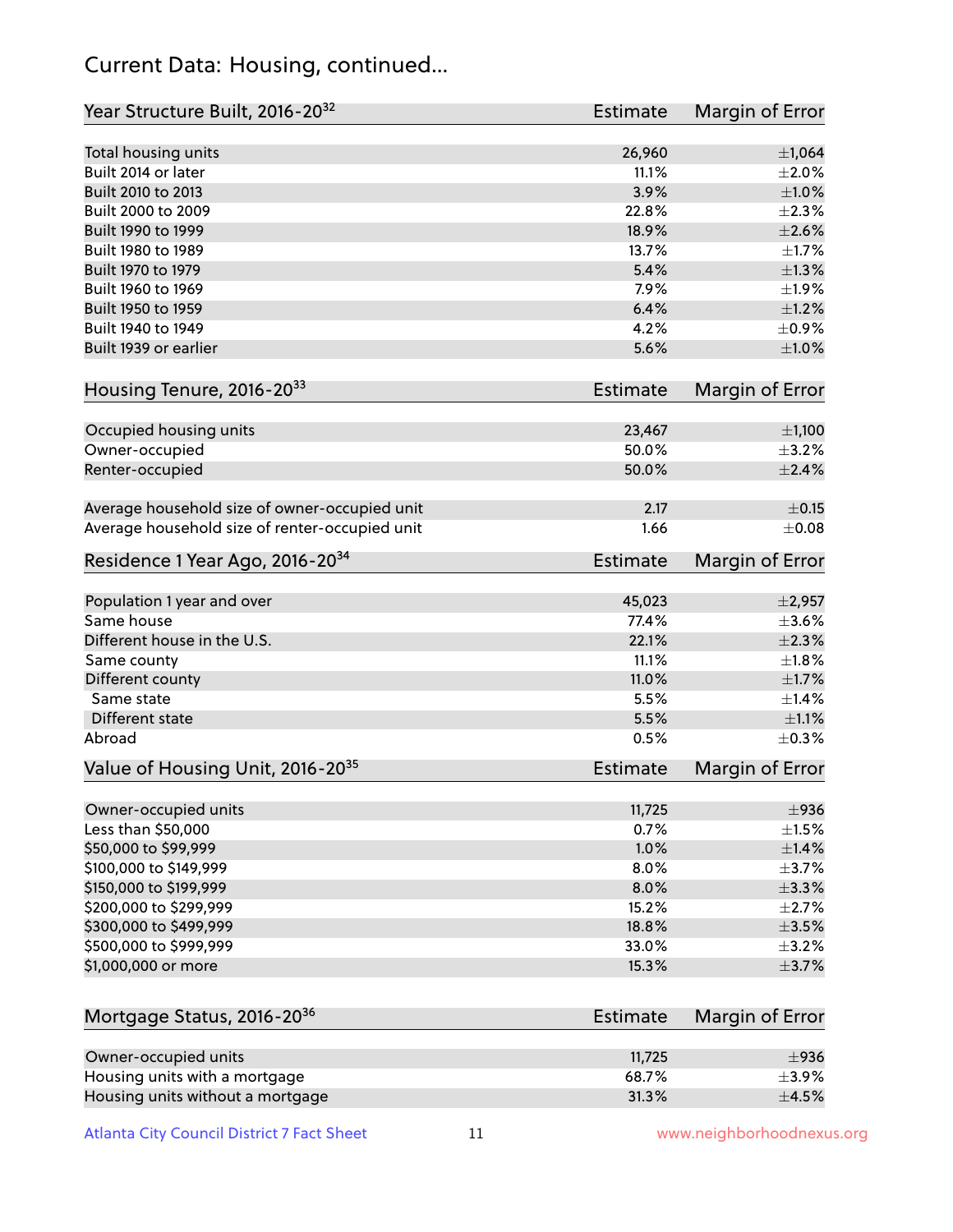## Current Data: Housing, continued...

| Year Structure Built, 2016-20[32] | Estimate | Margin of Error |
|---|---|---|
| Total housing units | 26,960 | ±1,064 |
| Built 2014 or later | 11.1% | ±2.0% |
| Built 2010 to 2013 | 3.9% | ±1.0% |
| Built 2000 to 2009 | 22.8% | ±2.3% |
| Built 1990 to 1999 | 18.9% | ±2.6% |
| Built 1980 to 1989 | 13.7% | ±1.7% |
| Built 1970 to 1979 | 5.4% | ±1.3% |
| Built 1960 to 1969 | 7.9% | ±1.9% |
| Built 1950 to 1959 | 6.4% | ±1.2% |
| Built 1940 to 1949 | 4.2% | ±0.9% |
| Built 1939 or earlier | 5.6% | ±1.0% |

| Housing Tenure, 2016-20[33] | Estimate | Margin of Error |
|---|---|---|
| Occupied housing units | 23,467 | ±1,100 |
| Owner-occupied | 50.0% | ±3.2% |
| Renter-occupied | 50.0% | ±2.4% |
| | | |
| Average household size of owner-occupied unit | 2.17 | ±0.15 |
| Average household size of renter-occupied unit | 1.66 | ±0.08 |

| Residence 1 Year Ago, 2016-20[34] | Estimate | Margin of Error |
|---|---|---|
| Population 1 year and over | 45,023 | ±2,957 |
| Same house | 77.4% | ±3.6% |
| Different house in the U.S. | 22.1% | ±2.3% |
| Same county | 11.1% | ±1.8% |
| Different county | 11.0% | ±1.7% |
| Same state | 5.5% | ±1.4% |
| Different state | 5.5% | ±1.1% |
| Abroad | 0.5% | ±0.3% |

| Value of Housing Unit, 2016-20[35] | Estimate | Margin of Error |
|---|---|---|
| Owner-occupied units | 11,725 | ±936 |
| Less than $50,000 | 0.7% | ±1.5% |
| $50,000 to $99,999 | 1.0% | ±1.4% |
| $100,000 to $149,999 | 8.0% | ±3.7% |
| $150,000 to $199,999 | 8.0% | ±3.3% |
| $200,000 to $299,999 | 15.2% | ±2.7% |
| $300,000 to $499,999 | 18.8% | ±3.5% |
| $500,000 to $999,999 | 33.0% | ±3.2% |
| $1,000,000 or more | 15.3% | ±3.7% |

| Mortgage Status, 2016-20[36] | Estimate | Margin of Error |
|---|---|---|
| Owner-occupied units | 11,725 | ±936 |
| Housing units with a mortgage | 68.7% | ±3.9% |
| Housing units without a mortgage | 31.3% | ±4.5% |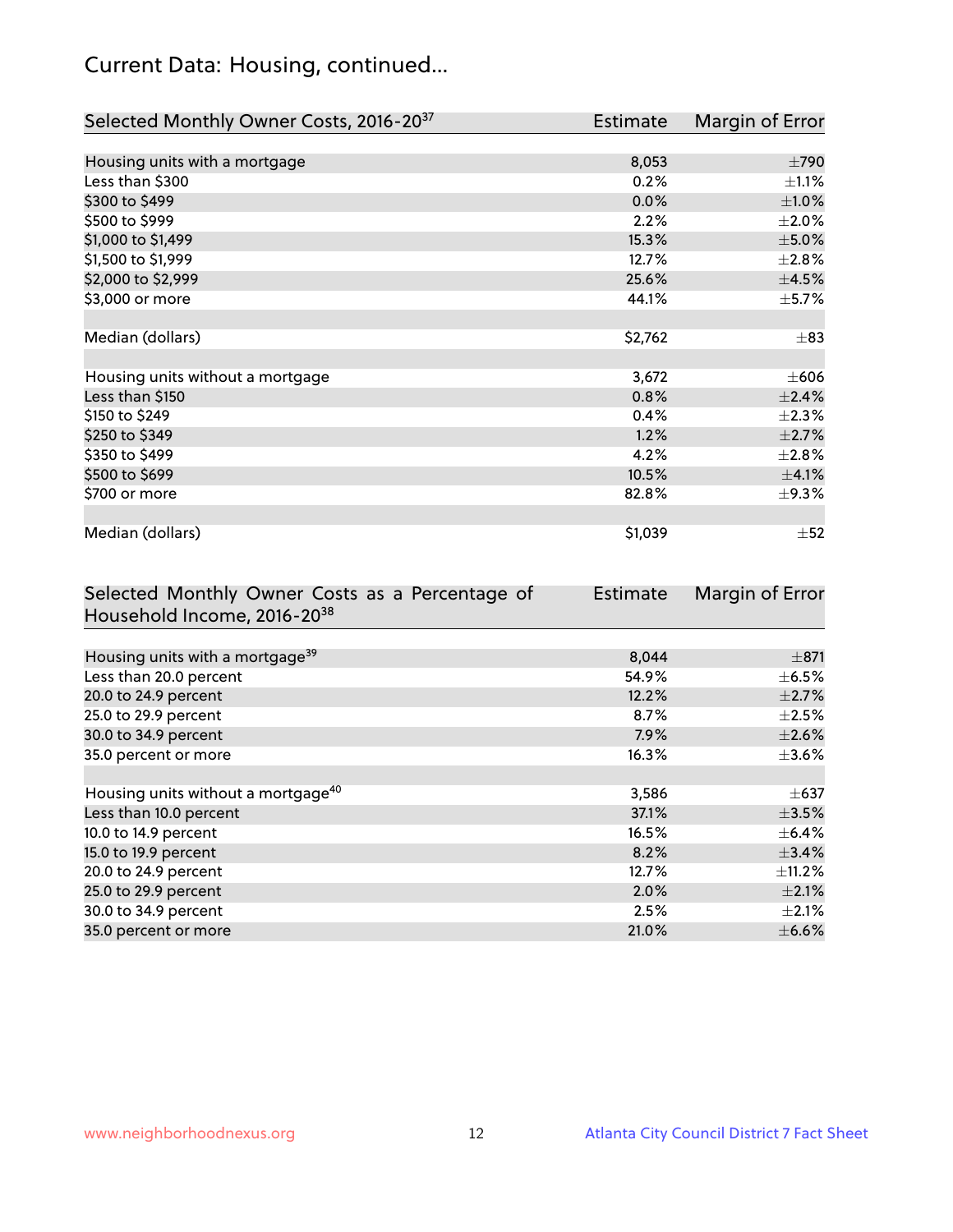# Current Data: Housing, continued...

| Selected Monthly Owner Costs, 2016-20[37] | Estimate | Margin of Error |
|---|---|---|
| Housing units with a mortgage | 8,053 | ±790 |
| Less than $300 | 0.2% | ±1.1% |
| $300 to $499 | 0.0% | ±1.0% |
| $500 to $999 | 2.2% | ±2.0% |
| $1,000 to $1,499 | 15.3% | ±5.0% |
| $1,500 to $1,999 | 12.7% | ±2.8% |
| $2,000 to $2,999 | 25.6% | ±4.5% |
| $3,000 or more | 44.1% | ±5.7% |
| Median (dollars) | $2,762 | ±83 |
| Housing units without a mortgage | 3,672 | ±606 |
| Less than $150 | 0.8% | ±2.4% |
| $150 to $249 | 0.4% | ±2.3% |
| $250 to $349 | 1.2% | ±2.7% |
| $350 to $499 | 4.2% | ±2.8% |
| $500 to $699 | 10.5% | ±4.1% |
| $700 or more | 82.8% | ±9.3% |
| Median (dollars) | $1,039 | ±52 |

| Selected Monthly Owner Costs as a Percentage of Household Income, 2016-20[38] | Estimate | Margin of Error |
|---|---|---|
| Housing units with a mortgage[39] | 8,044 | ±871 |
| Less than 20.0 percent | 54.9% | ±6.5% |
| 20.0 to 24.9 percent | 12.2% | ±2.7% |
| 25.0 to 29.9 percent | 8.7% | ±2.5% |
| 30.0 to 34.9 percent | 7.9% | ±2.6% |
| 35.0 percent or more | 16.3% | ±3.6% |
| Housing units without a mortgage[40] | 3,586 | ±637 |
| Less than 10.0 percent | 37.1% | ±3.5% |
| 10.0 to 14.9 percent | 16.5% | ±6.4% |
| 15.0 to 19.9 percent | 8.2% | ±3.4% |
| 20.0 to 24.9 percent | 12.7% | ±11.2% |
| 25.0 to 29.9 percent | 2.0% | ±2.1% |
| 30.0 to 34.9 percent | 2.5% | ±2.1% |
| 35.0 percent or more | 21.0% | ±6.6% |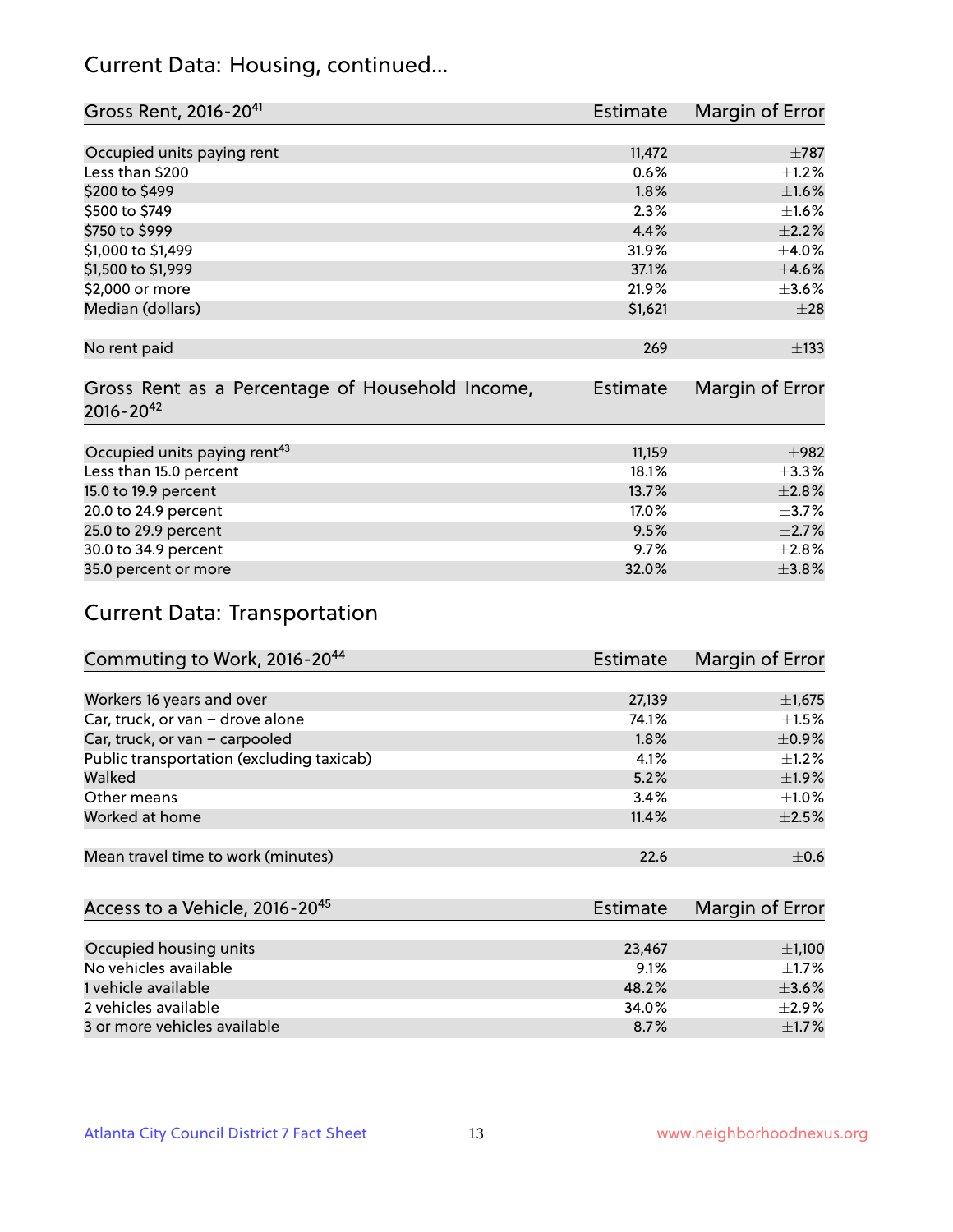## Current Data: Housing, continued...

| Gross Rent, 2016-20[41] | Estimate | Margin of Error |
|---|---|---|
| Occupied units paying rent | 11,472 | ±787 |
| Less than $200 | 0.6% | ±1.2% |
| $200 to $499 | 1.8% | ±1.6% |
| $500 to $749 | 2.3% | ±1.6% |
| $750 to $999 | 4.4% | ±2.2% |
| $1,000 to $1,499 | 31.9% | ±4.0% |
| $1,500 to $1,999 | 37.1% | ±4.6% |
| $2,000 or more | 21.9% | ±3.6% |
| Median (dollars) | $1,621 | ±28 |
| No rent paid | 269 | ±133 |

| Gross Rent as a Percentage of Household Income, 2016-20[42] | Estimate | Margin of Error |
|---|---|---|
| Occupied units paying rent[43] | 11,159 | ±982 |
| Less than 15.0 percent | 18.1% | ±3.3% |
| 15.0 to 19.9 percent | 13.7% | ±2.8% |
| 20.0 to 24.9 percent | 17.0% | ±3.7% |
| 25.0 to 29.9 percent | 9.5% | ±2.7% |
| 30.0 to 34.9 percent | 9.7% | ±2.8% |
| 35.0 percent or more | 32.0% | ±3.8% |

## Current Data: Transportation

| Commuting to Work, 2016-20[44] | Estimate | Margin of Error |
|---|---|---|
| Workers 16 years and over | 27,139 | ±1,675 |
| Car, truck, or van – drove alone | 74.1% | ±1.5% |
| Car, truck, or van – carpooled | 1.8% | ±0.9% |
| Public transportation (excluding taxicab) | 4.1% | ±1.2% |
| Walked | 5.2% | ±1.9% |
| Other means | 3.4% | ±1.0% |
| Worked at home | 11.4% | ±2.5% |
| Mean travel time to work (minutes) | 22.6 | ±0.6 |

| Access to a Vehicle, 2016-20[45] | Estimate | Margin of Error |
|---|---|---|
| Occupied housing units | 23,467 | ±1,100 |
| No vehicles available | 9.1% | ±1.7% |
| 1 vehicle available | 48.2% | ±3.6% |
| 2 vehicles available | 34.0% | ±2.9% |
| 3 or more vehicles available | 8.7% | ±1.7% |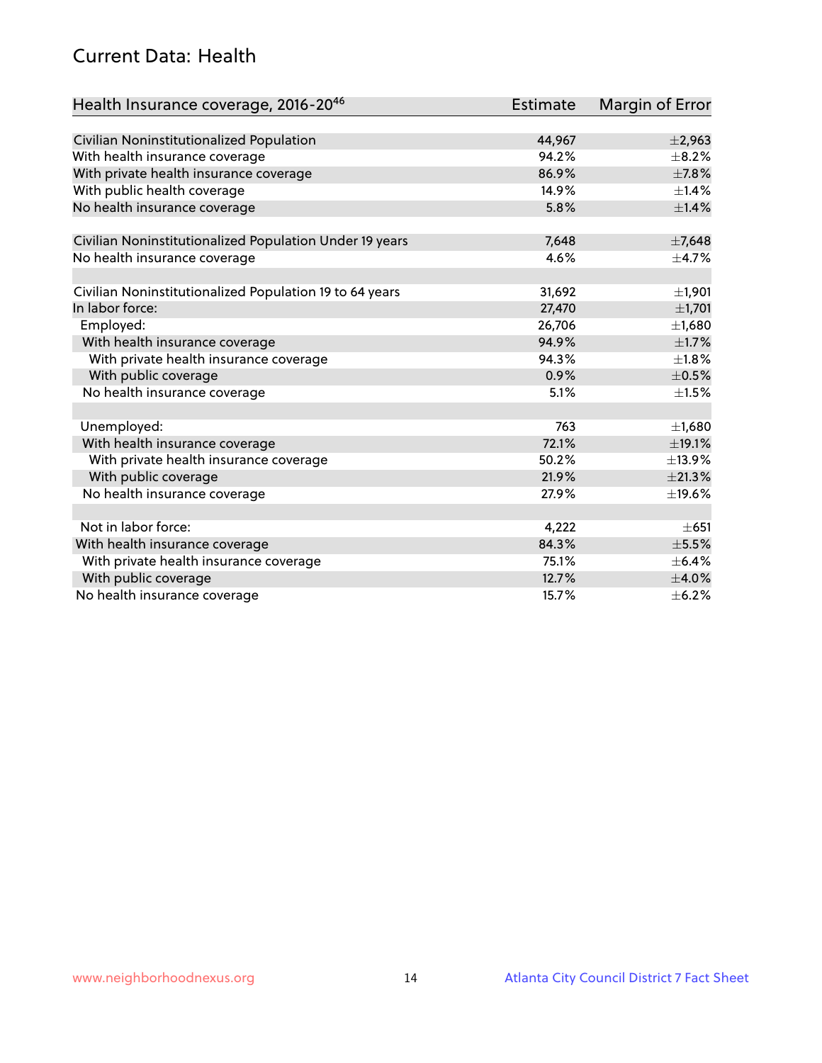## Current Data: Health

| Health Insurance coverage, 2016-20[46] | Estimate | Margin of Error |
|---|---|---|
| Civilian Noninstitutionalized Population | 44,967 | ±2,963 |
| With health insurance coverage | 94.2% | ±8.2% |
| With private health insurance coverage | 86.9% | ±7.8% |
| With public health coverage | 14.9% | ±1.4% |
| No health insurance coverage | 5.8% | ±1.4% |
| | | |
| Civilian Noninstitutionalized Population Under 19 years | 7,648 | ±7,648 |
| No health insurance coverage | 4.6% | ±4.7% |
| | | |
| Civilian Noninstitutionalized Population 19 to 64 years | 31,692 | ±1,901 |
| In labor force: | 27,470 | ±1,701 |
| Employed: | 26,706 | ±1,680 |
| With health insurance coverage | 94.9% | ±1.7% |
| With private health insurance coverage | 94.3% | ±1.8% |
| With public coverage | 0.9% | ±0.5% |
| No health insurance coverage | 5.1% | ±1.5% |
| | | |
| Unemployed: | 763 | ±1,680 |
| With health insurance coverage | 72.1% | ±19.1% |
| With private health insurance coverage | 50.2% | ±13.9% |
| With public coverage | 21.9% | ±21.3% |
| No health insurance coverage | 27.9% | ±19.6% |
| | | |
| Not in labor force: | 4,222 | ±651 |
| With health insurance coverage | 84.3% | ±5.5% |
| With private health insurance coverage | 75.1% | ±6.4% |
| With public coverage | 12.7% | ±4.0% |
| No health insurance coverage | 15.7% | ±6.2% |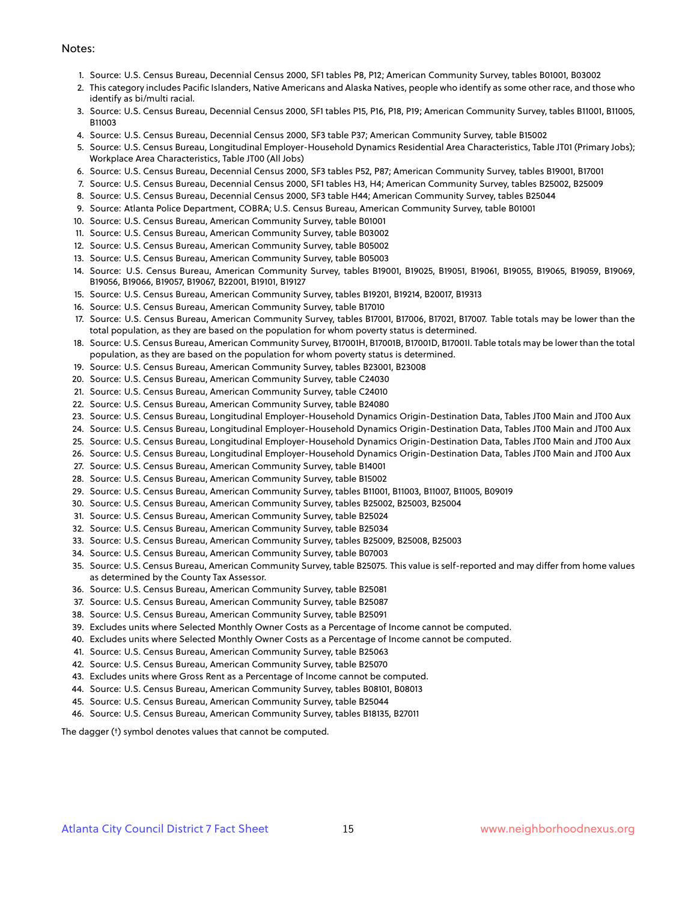Notes:

1. Source: U.S. Census Bureau, Decennial Census 2000, SF1 tables P8, P12; American Community Survey, tables B01001, B03002
2. This category includes Pacific Islanders, Native Americans and Alaska Natives, people who identify as some other race, and those who identify as bi/multi racial.
3. Source: U.S. Census Bureau, Decennial Census 2000, SF1 tables P15, P16, P18, P19; American Community Survey, tables B11001, B11005, B11003
4. Source: U.S. Census Bureau, Decennial Census 2000, SF3 table P37; American Community Survey, table B15002
5. Source: U.S. Census Bureau, Longitudinal Employer-Household Dynamics Residential Area Characteristics, Table JT01 (Primary Jobs); Workplace Area Characteristics, Table JT00 (All Jobs)
6. Source: U.S. Census Bureau, Decennial Census 2000, SF3 tables P52, P87; American Community Survey, tables B19001, B17001
7. Source: U.S. Census Bureau, Decennial Census 2000, SF1 tables H3, H4; American Community Survey, tables B25002, B25009
8. Source: U.S. Census Bureau, Decennial Census 2000, SF3 table H44; American Community Survey, tables B25044
9. Source: Atlanta Police Department, COBRA; U.S. Census Bureau, American Community Survey, table B01001
10. Source: U.S. Census Bureau, American Community Survey, table B01001
11. Source: U.S. Census Bureau, American Community Survey, table B03002
12. Source: U.S. Census Bureau, American Community Survey, table B05002
13. Source: U.S. Census Bureau, American Community Survey, table B05003
14. Source: U.S. Census Bureau, American Community Survey, tables B19001, B19025, B19051, B19061, B19055, B19065, B19059, B19069, B19056, B19066, B19057, B19067, B22001, B19101, B19127
15. Source: U.S. Census Bureau, American Community Survey, tables B19201, B19214, B20017, B19313
16. Source: U.S. Census Bureau, American Community Survey, table B17010
17. Source: U.S. Census Bureau, American Community Survey, tables B17001, B17006, B17021, B17007. Table totals may be lower than the total population, as they are based on the population for whom poverty status is determined.
18. Source: U.S. Census Bureau, American Community Survey, B17001H, B17001B, B17001D, B17001I. Table totals may be lower than the total population, as they are based on the population for whom poverty status is determined.
19. Source: U.S. Census Bureau, American Community Survey, tables B23001, B23008
20. Source: U.S. Census Bureau, American Community Survey, table C24030
21. Source: U.S. Census Bureau, American Community Survey, table C24010
22. Source: U.S. Census Bureau, American Community Survey, table B24080
23. Source: U.S. Census Bureau, Longitudinal Employer-Household Dynamics Origin-Destination Data, Tables JT00 Main and JT00 Aux
24. Source: U.S. Census Bureau, Longitudinal Employer-Household Dynamics Origin-Destination Data, Tables JT00 Main and JT00 Aux
25. Source: U.S. Census Bureau, Longitudinal Employer-Household Dynamics Origin-Destination Data, Tables JT00 Main and JT00 Aux
26. Source: U.S. Census Bureau, Longitudinal Employer-Household Dynamics Origin-Destination Data, Tables JT00 Main and JT00 Aux
27. Source: U.S. Census Bureau, American Community Survey, table B14001
28. Source: U.S. Census Bureau, American Community Survey, table B15002
29. Source: U.S. Census Bureau, American Community Survey, tables B11001, B11003, B11007, B11005, B09019
30. Source: U.S. Census Bureau, American Community Survey, tables B25002, B25003, B25004
31. Source: U.S. Census Bureau, American Community Survey, table B25024
32. Source: U.S. Census Bureau, American Community Survey, table B25034
33. Source: U.S. Census Bureau, American Community Survey, tables B25009, B25008, B25003
34. Source: U.S. Census Bureau, American Community Survey, table B07003
35. Source: U.S. Census Bureau, American Community Survey, table B25075. This value is self-reported and may differ from home values as determined by the County Tax Assessor.
36. Source: U.S. Census Bureau, American Community Survey, table B25081
37. Source: U.S. Census Bureau, American Community Survey, table B25087
38. Source: U.S. Census Bureau, American Community Survey, table B25091
39. Excludes units where Selected Monthly Owner Costs as a Percentage of Income cannot be computed.
40. Excludes units where Selected Monthly Owner Costs as a Percentage of Income cannot be computed.
41. Source: U.S. Census Bureau, American Community Survey, table B25063
42. Source: U.S. Census Bureau, American Community Survey, table B25070
43. Excludes units where Gross Rent as a Percentage of Income cannot be computed.
44. Source: U.S. Census Bureau, American Community Survey, tables B08101, B08013
45. Source: U.S. Census Bureau, American Community Survey, table B25044
46. Source: U.S. Census Bureau, American Community Survey, tables B18135, B27011

The dagger (†) symbol denotes values that cannot be computed.